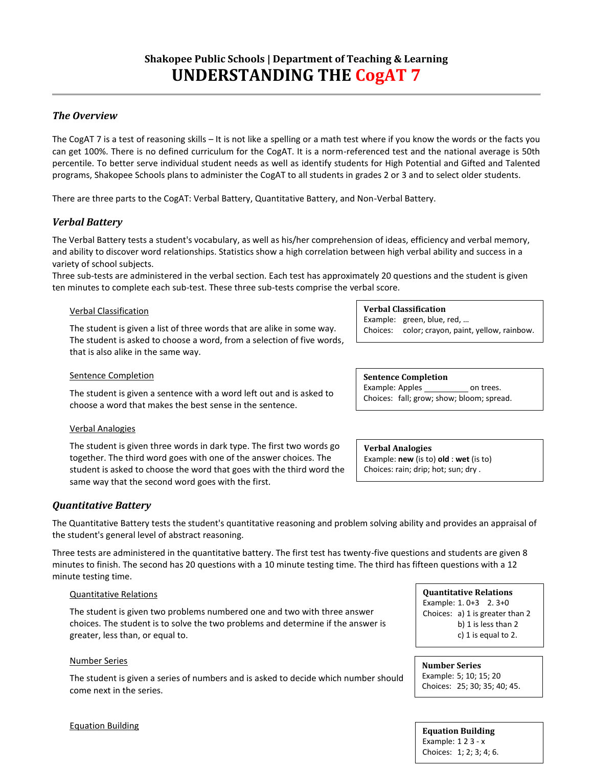**Shakopee Public Schools | Department of Teaching & Learning**

# UNDERSTANDING THE CogAT 7

## *The Overview*

The CogAT 7 is a test of reasoning skills – It is not like a spelling or a math test where if you know the words or the facts you can get 100%. There is no defined curriculum for the CogAT. It is a norm-referenced test and the national average is 50th percentile. To better serve individual student needs as well as identify students for High Potential and Gifted and Talented programs, Shakopee Schools plans to administer the CogAT to all students in grades 2 or 3 and to select older students.

There are three parts to the CogAT: Verbal Battery, Quantitative Battery, and Non-Verbal Battery.

## *Verbal Battery*

The Verbal Battery tests a student's vocabulary, as well as his/her comprehension of ideas, efficiency and verbal memory, and ability to discover word relationships. Statistics show a high correlation between high verbal ability and success in a variety of school subjects.
Three sub-tests are administered in the verbal section. Each test has approximately 20 questions and the student is given ten minutes to complete each sub-test. These three sub-tests comprise the verbal score.

Verbal Classification

The student is given a list of three words that are alike in some way. The student is asked to choose a word, from a selection of five words, that is also alike in the same way.

> **Verbal Classification**
> Example: green, blue, red, …
> Choices: color; crayon, paint, yellow, rainbow.

Sentence Completion

The student is given a sentence with a word left out and is asked to choose a word that makes the best sense in the sentence.

> **Sentence Completion**
> Example: Apples __________ on trees.
> Choices: fall; grow; show; bloom; spread.

Verbal Analogies

The student is given three words in dark type. The first two words go together. The third word goes with one of the answer choices. The student is asked to choose the word that goes with the third word the same way that the second word goes with the first.

> **Verbal Analogies**
> Example: **new** (is to) **old** : **wet** (is to)
> Choices: rain; drip; hot; sun; dry .

## *Quantitative Battery*

The Quantitative Battery tests the student's quantitative reasoning and problem solving ability and provides an appraisal of the student's general level of abstract reasoning.

Three tests are administered in the quantitative battery. The first test has twenty-five questions and students are given 8 minutes to finish. The second has 20 questions with a 10 minute testing time. The third has fifteen questions with a 12 minute testing time.

Quantitative Relations

The student is given two problems numbered one and two with three answer choices. The student is to solve the two problems and determine if the answer is greater, less than, or equal to.

> **Quantitative Relations**
> Example: 1. 0+3 2. 3+0
> Choices: a) 1 is greater than 2
> b) 1 is less than 2
> c) 1 is equal to 2.

Number Series

The student is given a series of numbers and is asked to decide which number should come next in the series.

> **Number Series**
> Example: 5; 10; 15; 20
> Choices: 25; 30; 35; 40; 45.

Equation Building

> **Equation Building**
> Example: 1 2 3 - x
> Choices: 1; 2; 3; 4; 6.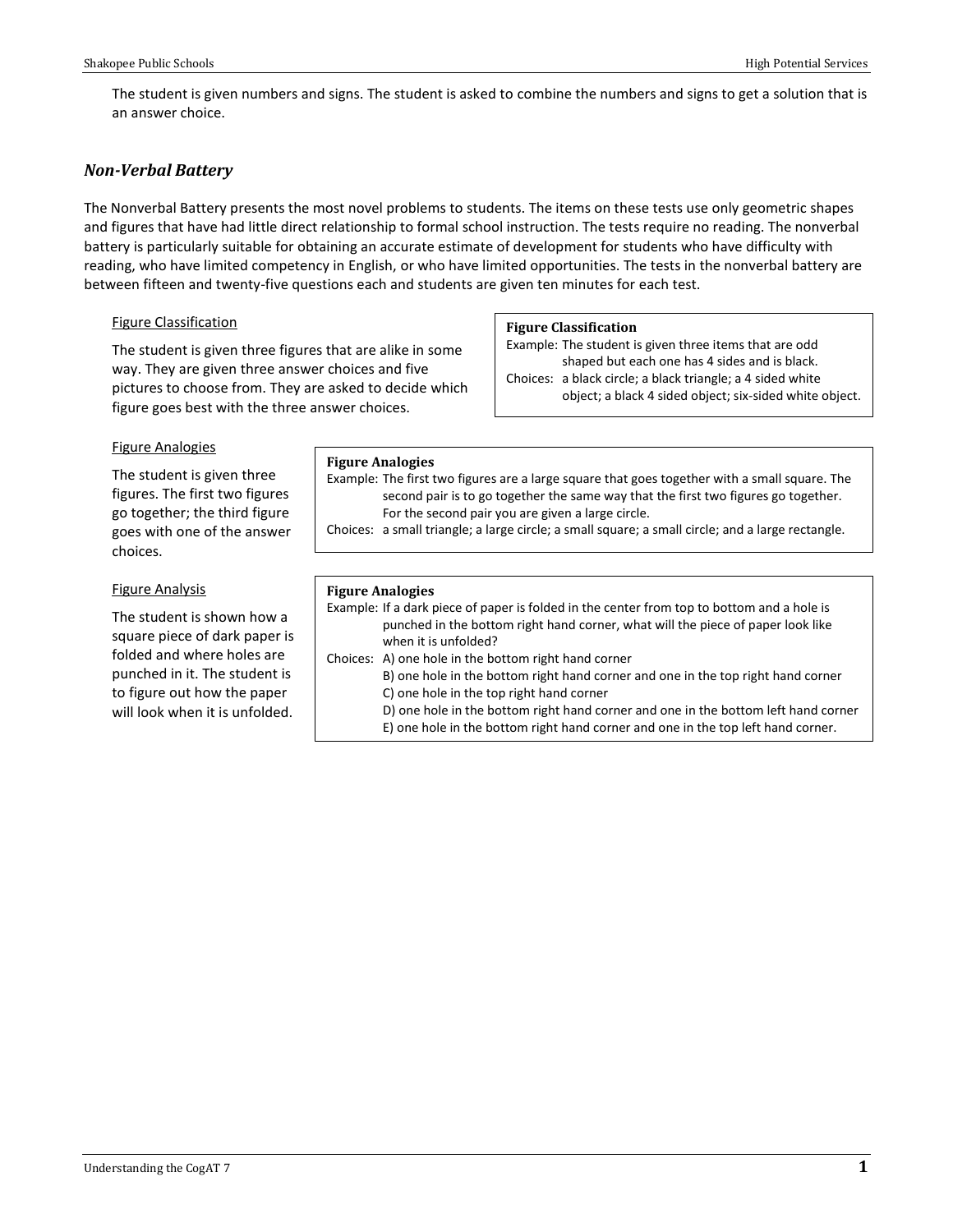The student is given numbers and signs. The student is asked to combine the numbers and signs to get a solution that is an answer choice.

## *Non-Verbal Battery*

The Nonverbal Battery presents the most novel problems to students. The items on these tests use only geometric shapes and figures that have had little direct relationship to formal school instruction. The tests require no reading. The nonverbal battery is particularly suitable for obtaining an accurate estimate of development for students who have difficulty with reading, who have limited competency in English, or who have limited opportunities. The tests in the nonverbal battery are between fifteen and twenty-five questions each and students are given ten minutes for each test.

Figure Classification

The student is given three figures that are alike in some way. They are given three answer choices and five pictures to choose from. They are asked to decide which figure goes best with the three answer choices.

> **Figure Classification**
> Example: The student is given three items that are odd shaped but each one has 4 sides and is black.
> Choices: a black circle; a black triangle; a 4 sided white object; a black 4 sided object; six-sided white object.

Figure Analogies

The student is given three figures. The first two figures go together; the third figure goes with one of the answer choices.

> **Figure Analogies**
> Example: The first two figures are a large square that goes together with a small square. The second pair is to go together the same way that the first two figures go together. For the second pair you are given a large circle.
> Choices: a small triangle; a large circle; a small square; a small circle; and a large rectangle.

Figure Analysis

The student is shown how a square piece of dark paper is folded and where holes are punched in it. The student is to figure out how the paper will look when it is unfolded.

> **Figure Analogies**
> Example: If a dark piece of paper is folded in the center from top to bottom and a hole is punched in the bottom right hand corner, what will the piece of paper look like when it is unfolded?
> Choices: A) one hole in the bottom right hand corner
> B) one hole in the bottom right hand corner and one in the top right hand corner
> C) one hole in the top right hand corner
> D) one hole in the bottom right hand corner and one in the bottom left hand corner
> E) one hole in the bottom right hand corner and one in the top left hand corner.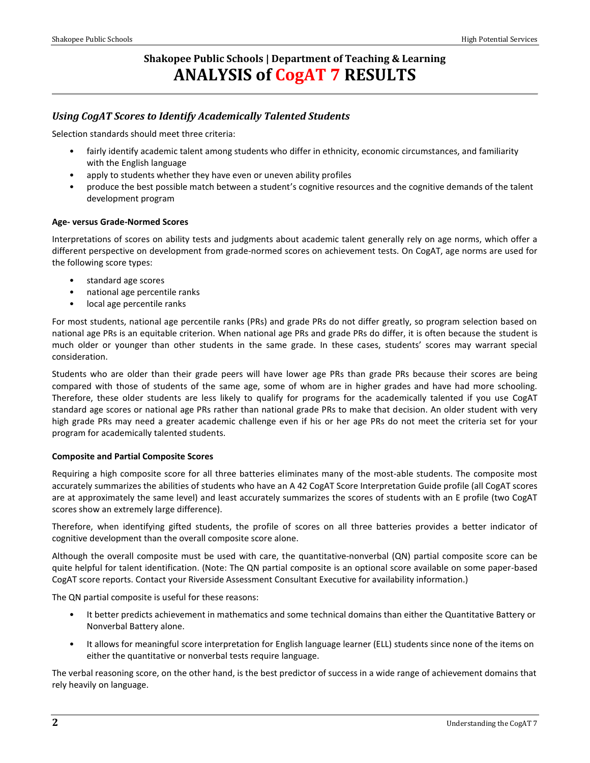# Shakopee Public Schools | Department of Teaching & Learning
# ANALYSIS of CogAT 7 RESULTS

## *Using CogAT Scores to Identify Academically Talented Students*

Selection standards should meet three criteria:

- fairly identify academic talent among students who differ in ethnicity, economic circumstances, and familiarity with the English language
- apply to students whether they have even or uneven ability profiles
- produce the best possible match between a student's cognitive resources and the cognitive demands of the talent development program

**Age- versus Grade-Normed Scores**

Interpretations of scores on ability tests and judgments about academic talent generally rely on age norms, which offer a different perspective on development from grade-normed scores on achievement tests. On CogAT, age norms are used for the following score types:

- standard age scores
- national age percentile ranks
- local age percentile ranks

For most students, national age percentile ranks (PRs) and grade PRs do not differ greatly, so program selection based on national age PRs is an equitable criterion. When national age PRs and grade PRs do differ, it is often because the student is much older or younger than other students in the same grade. In these cases, students' scores may warrant special consideration.

Students who are older than their grade peers will have lower age PRs than grade PRs because their scores are being compared with those of students of the same age, some of whom are in higher grades and have had more schooling. Therefore, these older students are less likely to qualify for programs for the academically talented if you use CogAT standard age scores or national age PRs rather than national grade PRs to make that decision. An older student with very high grade PRs may need a greater academic challenge even if his or her age PRs do not meet the criteria set for your program for academically talented students.

**Composite and Partial Composite Scores**

Requiring a high composite score for all three batteries eliminates many of the most-able students. The composite most accurately summarizes the abilities of students who have an A 42 CogAT Score Interpretation Guide profile (all CogAT scores are at approximately the same level) and least accurately summarizes the scores of students with an E profile (two CogAT scores show an extremely large difference).

Therefore, when identifying gifted students, the profile of scores on all three batteries provides a better indicator of cognitive development than the overall composite score alone.

Although the overall composite must be used with care, the quantitative-nonverbal (QN) partial composite score can be quite helpful for talent identification. (Note: The QN partial composite is an optional score available on some paper-based CogAT score reports. Contact your Riverside Assessment Consultant Executive for availability information.)

The QN partial composite is useful for these reasons:

- It better predicts achievement in mathematics and some technical domains than either the Quantitative Battery or Nonverbal Battery alone.
- It allows for meaningful score interpretation for English language learner (ELL) students since none of the items on either the quantitative or nonverbal tests require language.

The verbal reasoning score, on the other hand, is the best predictor of success in a wide range of achievement domains that rely heavily on language.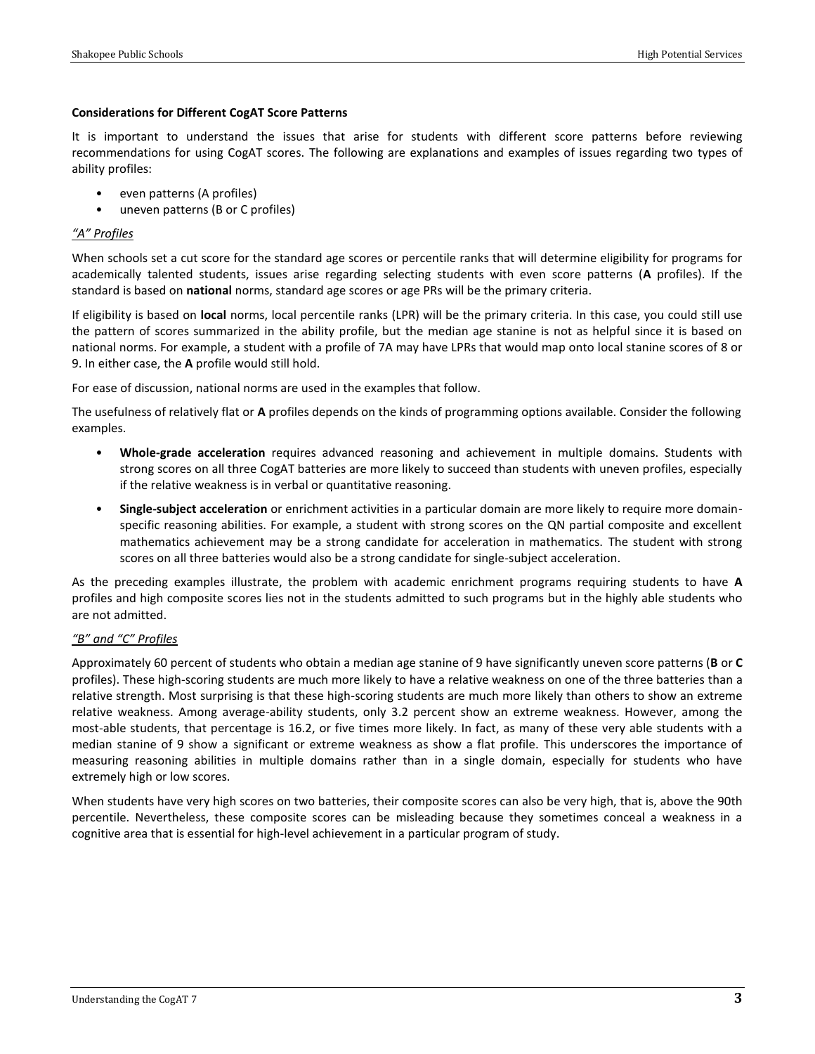**Considerations for Different CogAT Score Patterns**

It is important to understand the issues that arise for students with different score patterns before reviewing recommendations for using CogAT scores. The following are explanations and examples of issues regarding two types of ability profiles:

- even patterns (A profiles)
- uneven patterns (B or C profiles)

*"A" Profiles*

When schools set a cut score for the standard age scores or percentile ranks that will determine eligibility for programs for academically talented students, issues arise regarding selecting students with even score patterns (**A** profiles). If the standard is based on **national** norms, standard age scores or age PRs will be the primary criteria.

If eligibility is based on **local** norms, local percentile ranks (LPR) will be the primary criteria. In this case, you could still use the pattern of scores summarized in the ability profile, but the median age stanine is not as helpful since it is based on national norms. For example, a student with a profile of 7A may have LPRs that would map onto local stanine scores of 8 or 9. In either case, the **A** profile would still hold.

For ease of discussion, national norms are used in the examples that follow.

The usefulness of relatively flat or **A** profiles depends on the kinds of programming options available. Consider the following examples.

- **Whole-grade acceleration** requires advanced reasoning and achievement in multiple domains. Students with strong scores on all three CogAT batteries are more likely to succeed than students with uneven profiles, especially if the relative weakness is in verbal or quantitative reasoning.
- **Single-subject acceleration** or enrichment activities in a particular domain are more likely to require more domain-specific reasoning abilities. For example, a student with strong scores on the QN partial composite and excellent mathematics achievement may be a strong candidate for acceleration in mathematics. The student with strong scores on all three batteries would also be a strong candidate for single-subject acceleration.

As the preceding examples illustrate, the problem with academic enrichment programs requiring students to have **A** profiles and high composite scores lies not in the students admitted to such programs but in the highly able students who are not admitted.

*"B" and "C" Profiles*

Approximately 60 percent of students who obtain a median age stanine of 9 have significantly uneven score patterns (**B** or **C** profiles). These high-scoring students are much more likely to have a relative weakness on one of the three batteries than a relative strength. Most surprising is that these high-scoring students are much more likely than others to show an extreme relative weakness. Among average-ability students, only 3.2 percent show an extreme weakness. However, among the most-able students, that percentage is 16.2, or five times more likely. In fact, as many of these very able students with a median stanine of 9 show a significant or extreme weakness as show a flat profile. This underscores the importance of measuring reasoning abilities in multiple domains rather than in a single domain, especially for students who have extremely high or low scores.

When students have very high scores on two batteries, their composite scores can also be very high, that is, above the 90th percentile. Nevertheless, these composite scores can be misleading because they sometimes conceal a weakness in a cognitive area that is essential for high-level achievement in a particular program of study.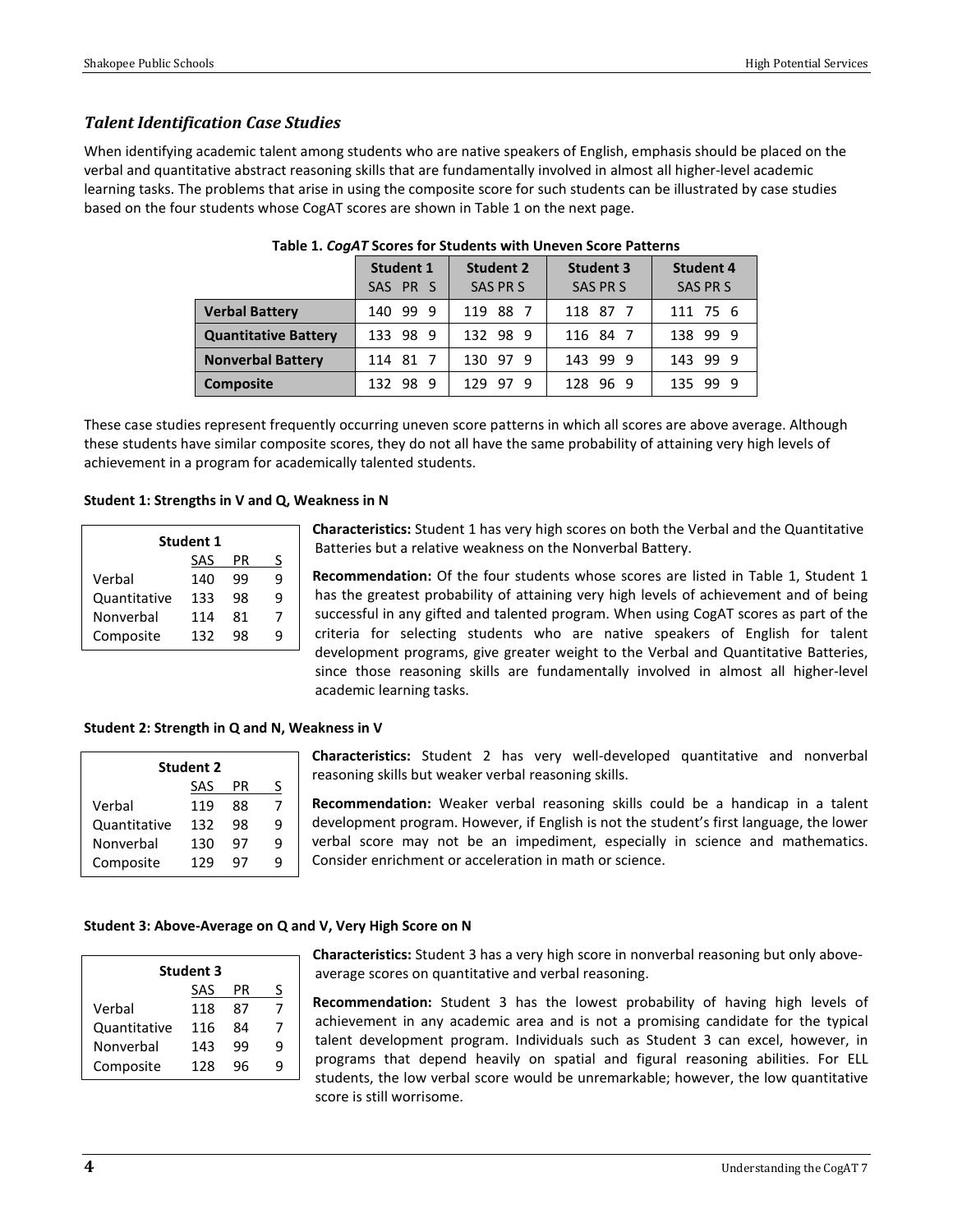### *Talent Identification Case Studies*

When identifying academic talent among students who are native speakers of English, emphasis should be placed on the verbal and quantitative abstract reasoning skills that are fundamentally involved in almost all higher-level academic learning tasks. The problems that arise in using the composite score for such students can be illustrated by case studies based on the four students whose CogAT scores are shown in Table 1 on the next page.

**Table 1. *CogAT* Scores for Students with Uneven Score Patterns**

| | Student 1 SAS PR S | Student 2 SAS PR S | Student 3 SAS PR S | Student 4 SAS PR S |
|---|---|---|---|---|
| **Verbal Battery** | 140 99 9 | 119 88 7 | 118 87 7 | 111 75 6 |
| **Quantitative Battery** | 133 98 9 | 132 98 9 | 116 84 7 | 138 99 9 |
| **Nonverbal Battery** | 114 81 7 | 130 97 9 | 143 99 9 | 143 99 9 |
| **Composite** | 132 98 9 | 129 97 9 | 128 96 9 | 135 99 9 |

These case studies represent frequently occurring uneven score patterns in which all scores are above average. Although these students have similar composite scores, they do not all have the same probability of attaining very high levels of achievement in a program for academically talented students.

**Student 1: Strengths in V and Q, Weakness in N**

| Student 1 | SAS | PR | S |
|---|---|---|---|
| Verbal | 140 | 99 | 9 |
| Quantitative | 133 | 98 | 9 |
| Nonverbal | 114 | 81 | 7 |
| Composite | 132 | 98 | 9 |

**Characteristics:** Student 1 has very high scores on both the Verbal and the Quantitative Batteries but a relative weakness on the Nonverbal Battery.

**Recommendation:** Of the four students whose scores are listed in Table 1, Student 1 has the greatest probability of attaining very high levels of achievement and of being successful in any gifted and talented program. When using CogAT scores as part of the criteria for selecting students who are native speakers of English for talent development programs, give greater weight to the Verbal and Quantitative Batteries, since those reasoning skills are fundamentally involved in almost all higher-level academic learning tasks.

**Student 2: Strength in Q and N, Weakness in V**

| Student 2 | SAS | PR | S |
|---|---|---|---|
| Verbal | 119 | 88 | 7 |
| Quantitative | 132 | 98 | 9 |
| Nonverbal | 130 | 97 | 9 |
| Composite | 129 | 97 | 9 |

**Characteristics:** Student 2 has very well-developed quantitative and nonverbal reasoning skills but weaker verbal reasoning skills.

**Recommendation:** Weaker verbal reasoning skills could be a handicap in a talent development program. However, if English is not the student's first language, the lower verbal score may not be an impediment, especially in science and mathematics. Consider enrichment or acceleration in math or science.

**Student 3: Above-Average on Q and V, Very High Score on N**

| Student 3 | SAS | PR | S |
|---|---|---|---|
| Verbal | 118 | 87 | 7 |
| Quantitative | 116 | 84 | 7 |
| Nonverbal | 143 | 99 | 9 |
| Composite | 128 | 96 | 9 |

**Characteristics:** Student 3 has a very high score in nonverbal reasoning but only above-average scores on quantitative and verbal reasoning.

**Recommendation:** Student 3 has the lowest probability of having high levels of achievement in any academic area and is not a promising candidate for the typical talent development program. Individuals such as Student 3 can excel, however, in programs that depend heavily on spatial and figural reasoning abilities. For ELL students, the low verbal score would be unremarkable; however, the low quantitative score is still worrisome.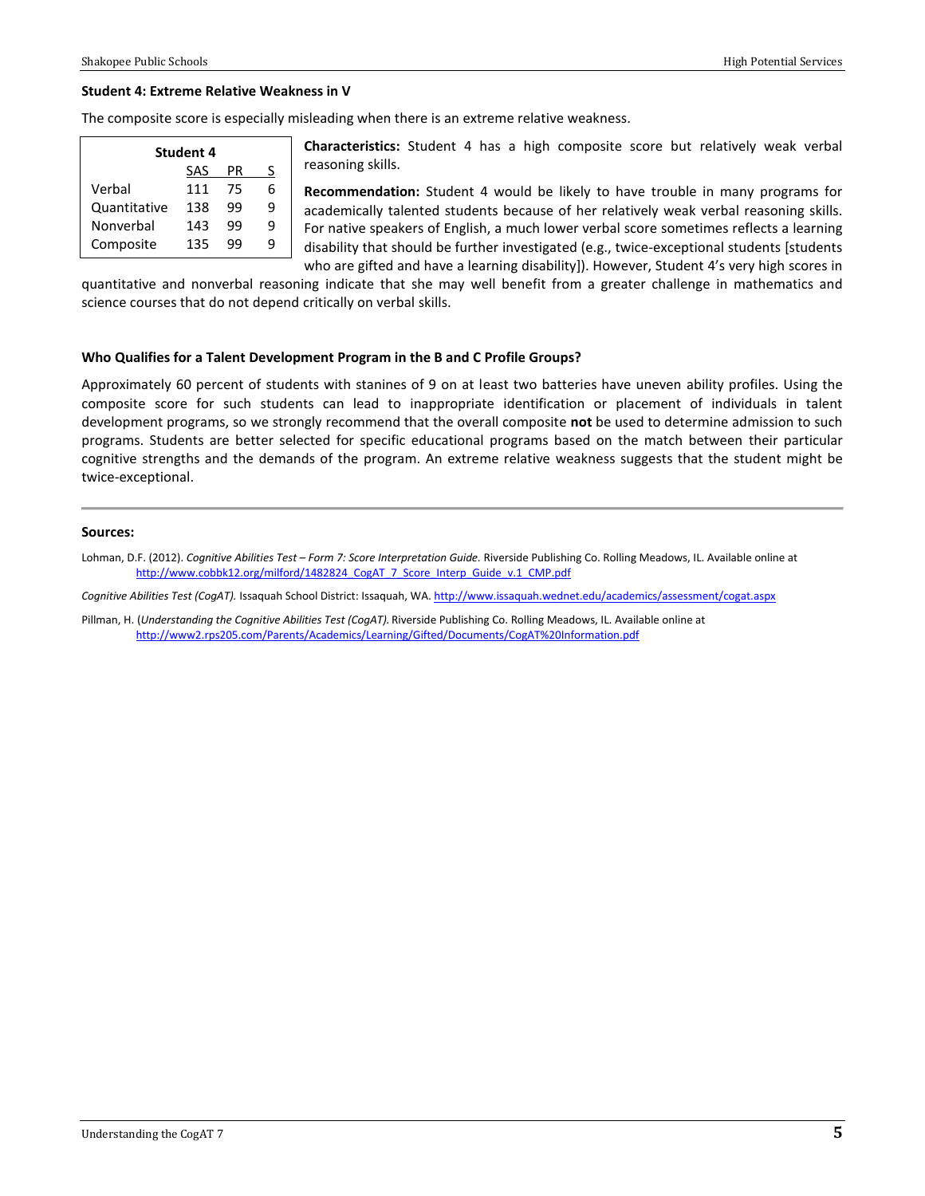### Student 4: Extreme Relative Weakness in V

The composite score is especially misleading when there is an extreme relative weakness.

| Student 4 | SAS | PR | S |
|---|---|---|---|
| Verbal | 111 | 75 | 6 |
| Quantitative | 138 | 99 | 9 |
| Nonverbal | 143 | 99 | 9 |
| Composite | 135 | 99 | 9 |

**Characteristics:** Student 4 has a high composite score but relatively weak verbal reasoning skills.

**Recommendation:** Student 4 would be likely to have trouble in many programs for academically talented students because of her relatively weak verbal reasoning skills. For native speakers of English, a much lower verbal score sometimes reflects a learning disability that should be further investigated (e.g., twice-exceptional students [students who are gifted and have a learning disability]). However, Student 4's very high scores in quantitative and nonverbal reasoning indicate that she may well benefit from a greater challenge in mathematics and science courses that do not depend critically on verbal skills.

### Who Qualifies for a Talent Development Program in the B and C Profile Groups?

Approximately 60 percent of students with stanines of 9 on at least two batteries have uneven ability profiles. Using the composite score for such students can lead to inappropriate identification or placement of individuals in talent development programs, so we strongly recommend that the overall composite **not** be used to determine admission to such programs. Students are better selected for specific educational programs based on the match between their particular cognitive strengths and the demands of the program. An extreme relative weakness suggests that the student might be twice-exceptional.

---

**Sources:**

Lohman, D.F. (2012). *Cognitive Abilities Test – Form 7: Score Interpretation Guide.* Riverside Publishing Co. Rolling Meadows, IL. Available online at http://www.cobbk12.org/milford/1482824_CogAT_7_Score_Interp_Guide_v.1_CMP.pdf

*Cognitive Abilities Test (CogAT).* Issaquah School District: Issaquah, WA. http://www.issaquah.wednet.edu/academics/assessment/cogat.aspx

Pillman, H. (*Understanding the Cognitive Abilities Test (CogAT).* Riverside Publishing Co. Rolling Meadows, IL. Available online at http://www2.rps205.com/Parents/Academics/Learning/Gifted/Documents/CogAT%20Information.pdf